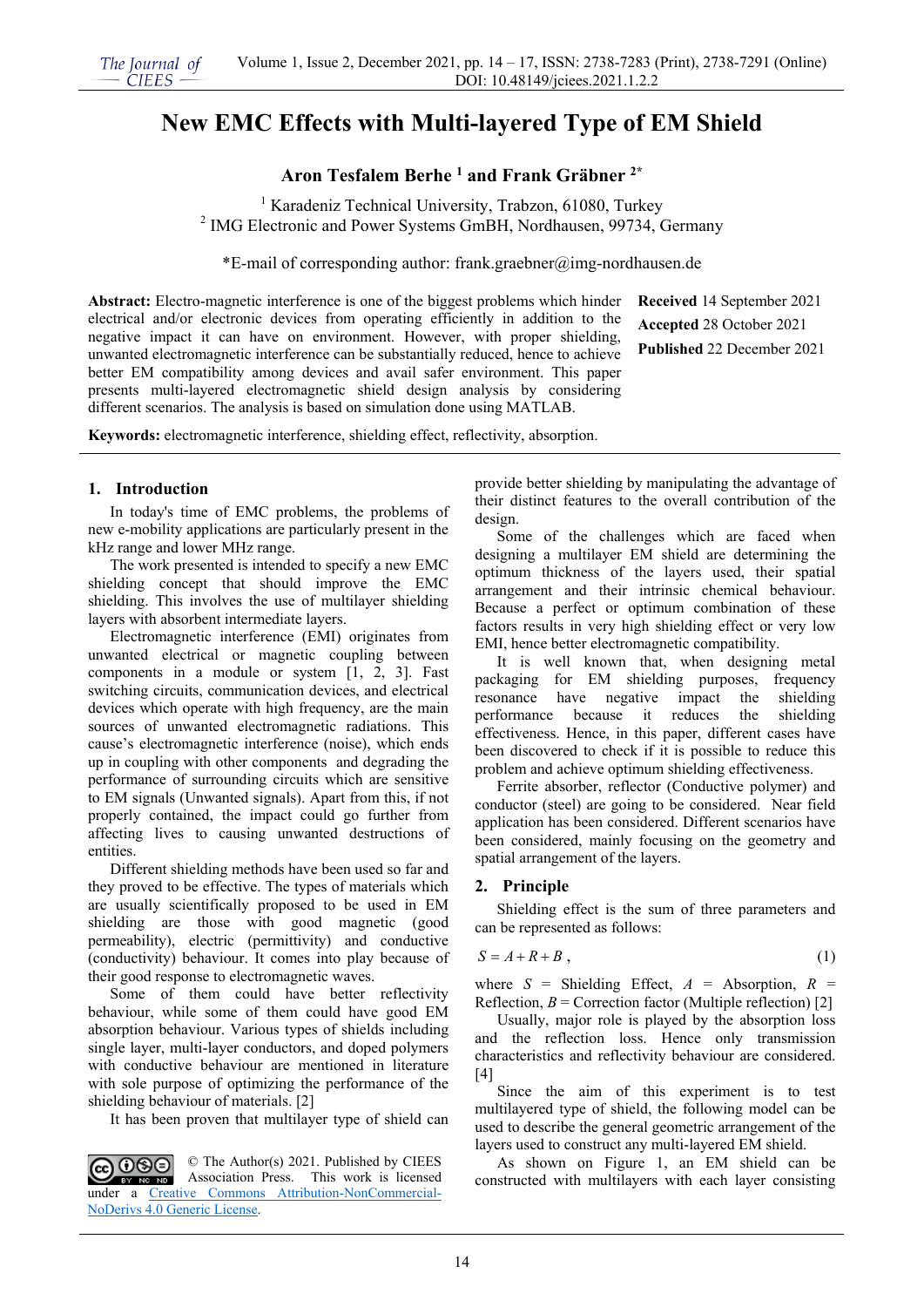# New EMC Effects with Multi-layered Type of EM Shield

**Aron Tesfalem Berhe [1] and Frank Gräbner [2*]**

[1] Karadeniz Technical University, Trabzon, 61080, Turkey
[2] IMG Electronic and Power Systems GmbH, Nordhausen, 99734, Germany

*E-mail of corresponding author: frank.graebner@img-nordhausen.de

**Abstract:** Electro-magnetic interference is one of the biggest problems which hinder electrical and/or electronic devices from operating efficiently in addition to the negative impact it can have on environment. However, with proper shielding, unwanted electromagnetic interference can be substantially reduced, hence to achieve better EM compatibility among devices and avail safer environment. This paper presents multi-layered electromagnetic shield design analysis by considering different scenarios. The analysis is based on simulation done using MATLAB.

**Received** 14 September 2021
**Accepted** 28 October 2021
**Published** 22 December 2021

**Keywords:** electromagnetic interference, shielding effect, reflectivity, absorption.

## 1. Introduction

In today's time of EMC problems, the problems of new e-mobility applications are particularly present in the kHz range and lower MHz range.

The work presented is intended to specify a new EMC shielding concept that should improve the EMC shielding. This involves the use of multilayer shielding layers with absorbent intermediate layers.

Electromagnetic interference (EMI) originates from unwanted electrical or magnetic coupling between components in a module or system [1, 2, 3]. Fast switching circuits, communication devices, and electrical devices which operate with high frequency, are the main sources of unwanted electromagnetic radiations. This cause's electromagnetic interference (noise), which ends up in coupling with other components and degrading the performance of surrounding circuits which are sensitive to EM signals (Unwanted signals). Apart from this, if not properly contained, the impact could go further from affecting lives to causing unwanted destructions of entities.

Different shielding methods have been used so far and they proved to be effective. The types of materials which are usually scientifically proposed to be used in EM shielding are those with good magnetic (good permeability), electric (permittivity) and conductive (conductivity) behaviour. It comes into play because of their good response to electromagnetic waves.

Some of them could have better reflectivity behaviour, while some of them could have good EM absorption behaviour. Various types of shields including single layer, multi-layer conductors, and doped polymers with conductive behaviour are mentioned in literature with sole purpose of optimizing the performance of the shielding behaviour of materials. [2]

It has been proven that multilayer type of shield can provide better shielding by manipulating the advantage of their distinct features to the overall contribution of the design.

Some of the challenges which are faced when designing a multilayer EM shield are determining the optimum thickness of the layers used, their spatial arrangement and their intrinsic chemical behaviour. Because a perfect or optimum combination of these factors results in very high shielding effect or very low EMI, hence better electromagnetic compatibility.

It is well known that, when designing metal packaging for EM shielding purposes, frequency resonance have negative impact the shielding performance because it reduces the shielding effectiveness. Hence, in this paper, different cases have been discovered to check if it is possible to reduce this problem and achieve optimum shielding effectiveness.

Ferrite absorber, reflector (Conductive polymer) and conductor (steel) are going to be considered. Near field application has been considered. Different scenarios have been considered, mainly focusing on the geometry and spatial arrangement of the layers.

## 2. Principle

Shielding effect is the sum of three parameters and can be represented as follows:

$$S = A + R + B\,, \tag{1}$$

where $S$ = Shielding Effect, $A$ = Absorption, $R$ = Reflection, $B$ = Correction factor (Multiple reflection) [2]

Usually, major role is played by the absorption loss and the reflection loss. Hence only transmission characteristics and reflectivity behaviour are considered. [4]

Since the aim of this experiment is to test multilayered type of shield, the following model can be used to describe the general geometric arrangement of the layers used to construct any multi-layered EM shield.

As shown on Figure 1, an EM shield can be constructed with multilayers with each layer consisting

© The Author(s) 2021. Published by CIEES Association Press. This work is licensed under a Creative Commons Attribution-NonCommercial-NoDerivs 4.0 Generic License.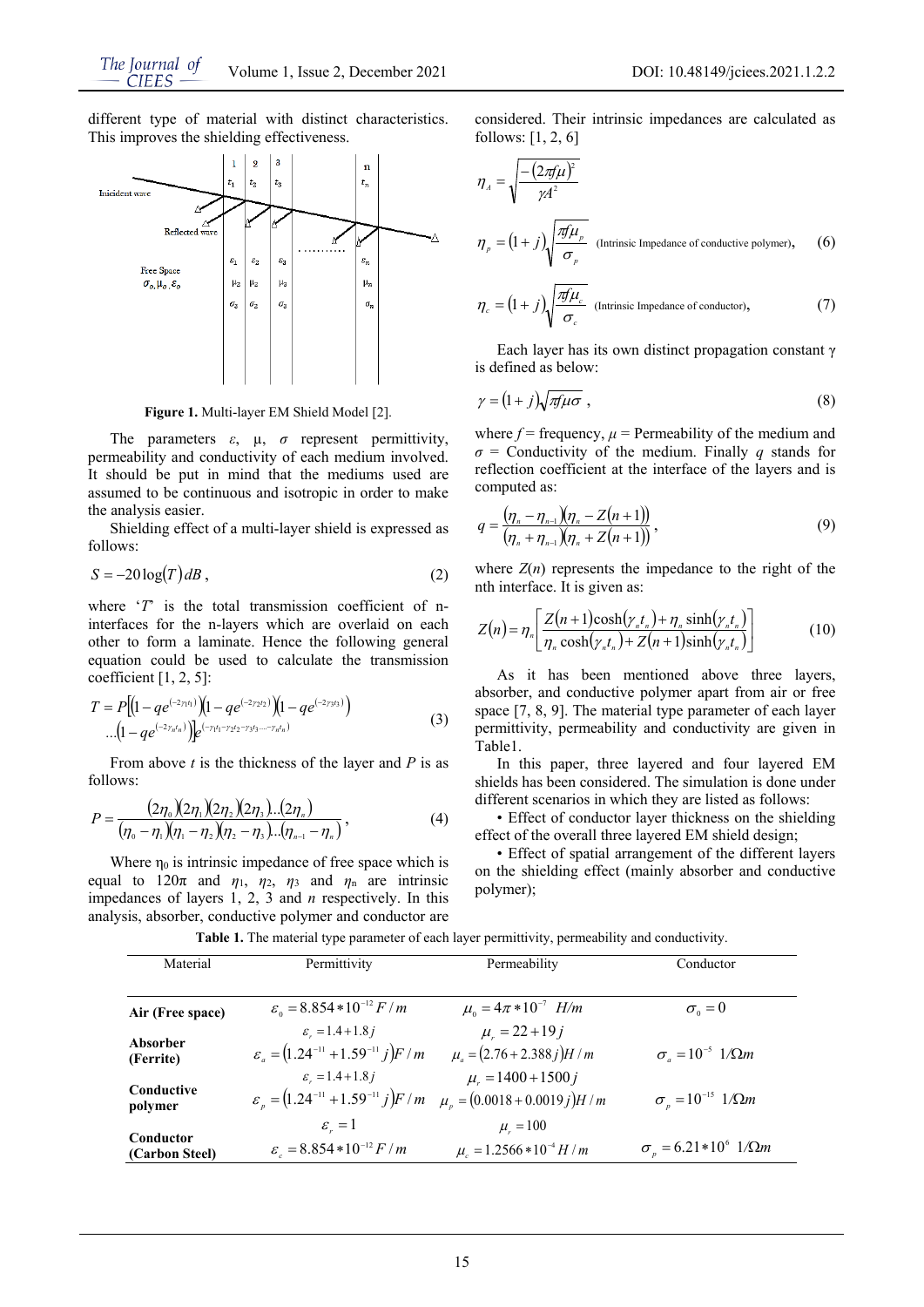different type of material with distinct characteristics. This improves the shielding effectiveness.

**Figure 1.** Multi-layer EM Shield Model [2].

The parameters $\varepsilon$, $\mu$, $\sigma$ represent permittivity, permeability and conductivity of each medium involved. It should be put in mind that the mediums used are assumed to be continuous and isotropic in order to make the analysis easier.

Shielding effect of a multi-layer shield is expressed as follows:

$$S = -20\log(T)\,dB\,, \tag{2}$$

where '$T$' is the total transmission coefficient of n-interfaces for the n-layers which are overlaid on each other to form a laminate. Hence the following general equation could be used to calculate the transmission coefficient [1, 2, 5]:

$$T = P\left[\left(1-qe^{(-2\gamma_1 t_1)}\right)\left(1-qe^{(-2\gamma_2 t_2)}\right)\left(1-qe^{(-2\gamma_3 t_3)}\right) \ldots\left(1-qe^{(-2\gamma_n t_n)}\right)\right]e^{(-\gamma_1 t_1-\gamma_2 t_2-\gamma_3 t_3 \ldots -\gamma_n t_n)} \tag{3}$$

From above $t$ is the thickness of the layer and $P$ is as follows:

$$P = \frac{(2\eta_0)(2\eta_1)(2\eta_2)(2\eta_3)\ldots(2\eta_n)}{(\eta_0-\eta_1)(\eta_1-\eta_2)(\eta_2-\eta_3)\ldots(\eta_{n-1}-\eta_n)}\,, \tag{4}$$

Where $\eta_0$ is intrinsic impedance of free space which is equal to $120\pi$ and $\eta_1$, $\eta_2$, $\eta_3$ and $\eta_n$ are intrinsic impedances of layers 1, 2, 3 and $n$ respectively. In this analysis, absorber, conductive polymer and conductor are considered. Their intrinsic impedances are calculated as follows: [1, 2, 6]

$$\eta_A = \sqrt{\frac{-(2\pi f\mu)^2}{\gamma A^2}}$$

$$\eta_p = (1+j)\sqrt{\frac{\pi f\mu_p}{\sigma_p}} \text{ (Intrinsic Impedance of conductive polymer)}, \tag{6}$$

$$\eta_c = (1+j)\sqrt{\frac{\pi f\mu_c}{\sigma_c}} \text{ (Intrinsic Impedance of conductor)}, \tag{7}$$

Each layer has its own distinct propagation constant $\gamma$ is defined as below:

$$\gamma = (1+j)\sqrt{\pi f\mu\sigma}\,, \tag{8}$$

where $f$ = frequency, $\mu$ = Permeability of the medium and $\sigma$ = Conductivity of the medium. Finally $q$ stands for reflection coefficient at the interface of the layers and is computed as:

$$q = \frac{(\eta_n-\eta_{n-1})(\eta_n - Z(n+1))}{(\eta_n+\eta_{n-1})(\eta_n + Z(n+1))}\,, \tag{9}$$

where $Z(n)$ represents the impedance to the right of the nth interface. It is given as:

$$Z(n) = \eta_n\left[\frac{Z(n+1)\cosh(\gamma_n t_n)+\eta_n\sinh(\gamma_n t_n)}{\eta_n\cosh(\gamma_n t_n)+Z(n+1)\sinh(\gamma_n t_n)}\right] \tag{10}$$

As it has been mentioned above three layers, absorber, and conductive polymer apart from air or free space [7, 8, 9]. The material type parameter of each layer permittivity, permeability and conductivity are given in Table1.

In this paper, three layered and four layered EM shields has been considered. The simulation is done under different scenarios in which they are listed as follows:

- Effect of conductor layer thickness on the shielding effect of the overall three layered EM shield design;
- Effect of spatial arrangement of the different layers on the shielding effect (mainly absorber and conductive polymer);

**Table 1.** The material type parameter of each layer permittivity, permeability and conductivity.

| Material | Permittivity | Permeability | Conductor |
|---|---|---|---|
| **Air (Free space)** | $\varepsilon_0 = 8.854*10^{-12}\,F/m$ | $\mu_0 = 4\pi*10^{-7}\ H/m$ | $\sigma_0 = 0$ |
| **Absorber (Ferrite)** | $\varepsilon_r = 1.4+1.8j$<br>$\varepsilon_a = \left(1.24^{-11}+1.59^{-11}j\right)F/m$ | $\mu_r = 22+19j$<br>$\mu_a = (2.76+2.388j)H/m$ | $\sigma_a = 10^{-5}\ 1/\Omega m$ |
| **Conductive polymer** | $\varepsilon_r = 1.4+1.8j$<br>$\varepsilon_p = \left(1.24^{-11}+1.59^{-11}j\right)F/m$ | $\mu_r = 1400+1500j$<br>$\mu_p = (0.0018+0.0019j)H/m$ | $\sigma_p = 10^{-15}\ 1/\Omega m$ |
| **Conductor (Carbon Steel)** | $\varepsilon_r = 1$<br>$\varepsilon_c = 8.854*10^{-12}\,F/m$ | $\mu_r = 100$<br>$\mu_c = 1.2566*10^{-4}\,H/m$ | $\sigma_p = 6.21*10^{6}\ 1/\Omega m$ |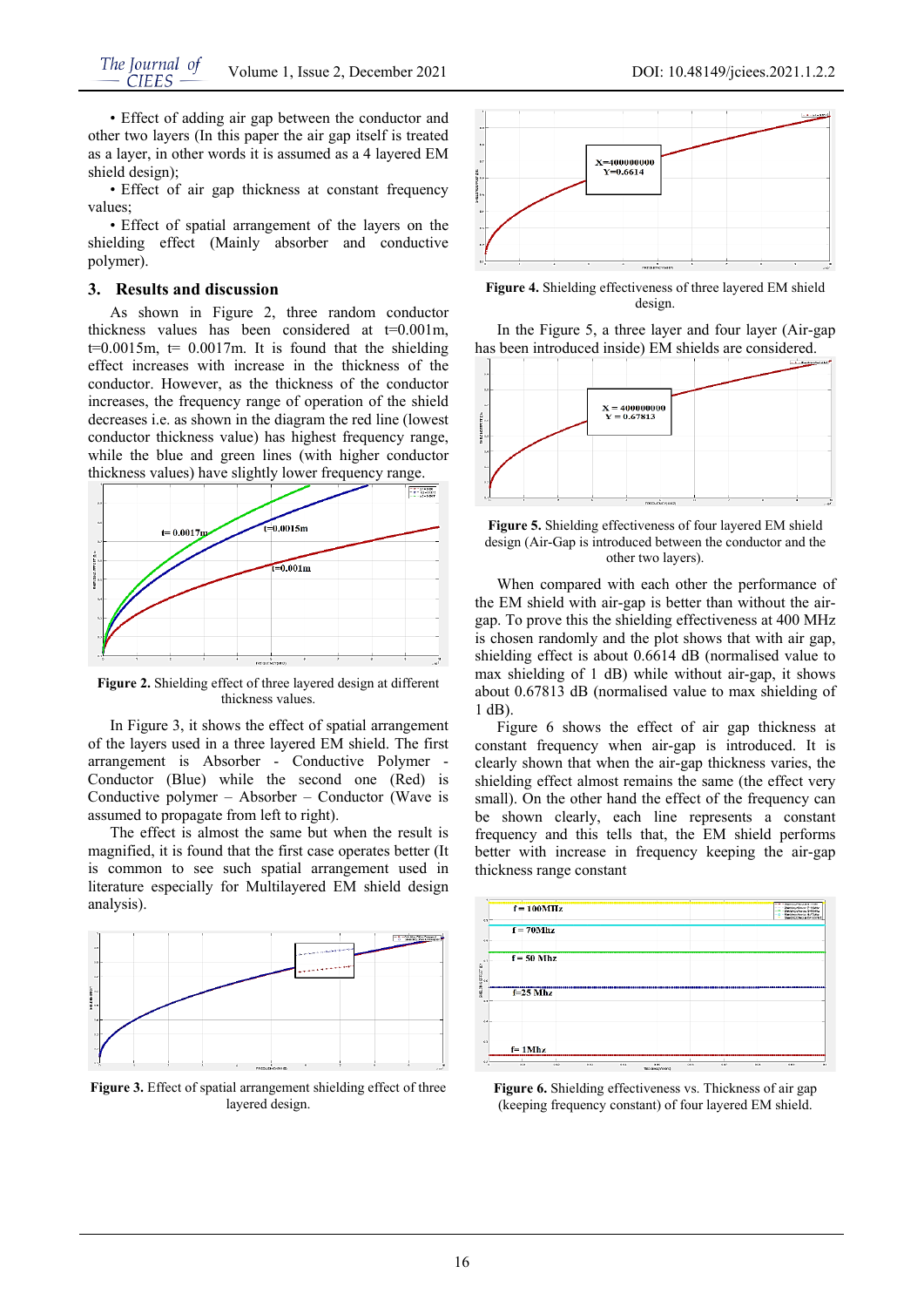• Effect of adding air gap between the conductor and other two layers (In this paper the air gap itself is treated as a layer, in other words it is assumed as a 4 layered EM shield design);

• Effect of air gap thickness at constant frequency values;

• Effect of spatial arrangement of the layers on the shielding effect (Mainly absorber and conductive polymer).

## 3. Results and discussion

As shown in Figure 2, three random conductor thickness values has been considered at t=0.001m, t=0.0015m, t= 0.0017m. It is found that the shielding effect increases with increase in the thickness of the conductor. However, as the thickness of the conductor increases, the frequency range of operation of the shield decreases i.e. as shown in the diagram the red line (lowest conductor thickness value) has highest frequency range, while the blue and green lines (with higher conductor thickness values) have slightly lower frequency range.

**Figure 2.** Shielding effect of three layered design at different thickness values.

In Figure 3, it shows the effect of spatial arrangement of the layers used in a three layered EM shield. The first arrangement is Absorber - Conductive Polymer - Conductor (Blue) while the second one (Red) is Conductive polymer – Absorber – Conductor (Wave is assumed to propagate from left to right).

The effect is almost the same but when the result is magnified, it is found that the first case operates better (It is common to see such spatial arrangement used in literature especially for Multilayered EM shield design analysis).

**Figure 3.** Effect of spatial arrangement shielding effect of three layered design.

**Figure 4.** Shielding effectiveness of three layered EM shield design.

In the Figure 5, a three layer and four layer (Air-gap has been introduced inside) EM shields are considered.

**Figure 5.** Shielding effectiveness of four layered EM shield design (Air-Gap is introduced between the conductor and the other two layers).

When compared with each other the performance of the EM shield with air-gap is better than without the air-gap. To prove this the shielding effectiveness at 400 MHz is chosen randomly and the plot shows that with air gap, shielding effect is about 0.6614 dB (normalised value to max shielding of 1 dB) while without air-gap, it shows about 0.67813 dB (normalised value to max shielding of 1 dB).

Figure 6 shows the effect of air gap thickness at constant frequency when air-gap is introduced. It is clearly shown that when the air-gap thickness varies, the shielding effect almost remains the same (the effect very small). On the other hand the effect of the frequency can be shown clearly, each line represents a constant frequency and this tells that, the EM shield performs better with increase in frequency keeping the air-gap thickness range constant

**Figure 6.** Shielding effectiveness vs. Thickness of air gap (keeping frequency constant) of four layered EM shield.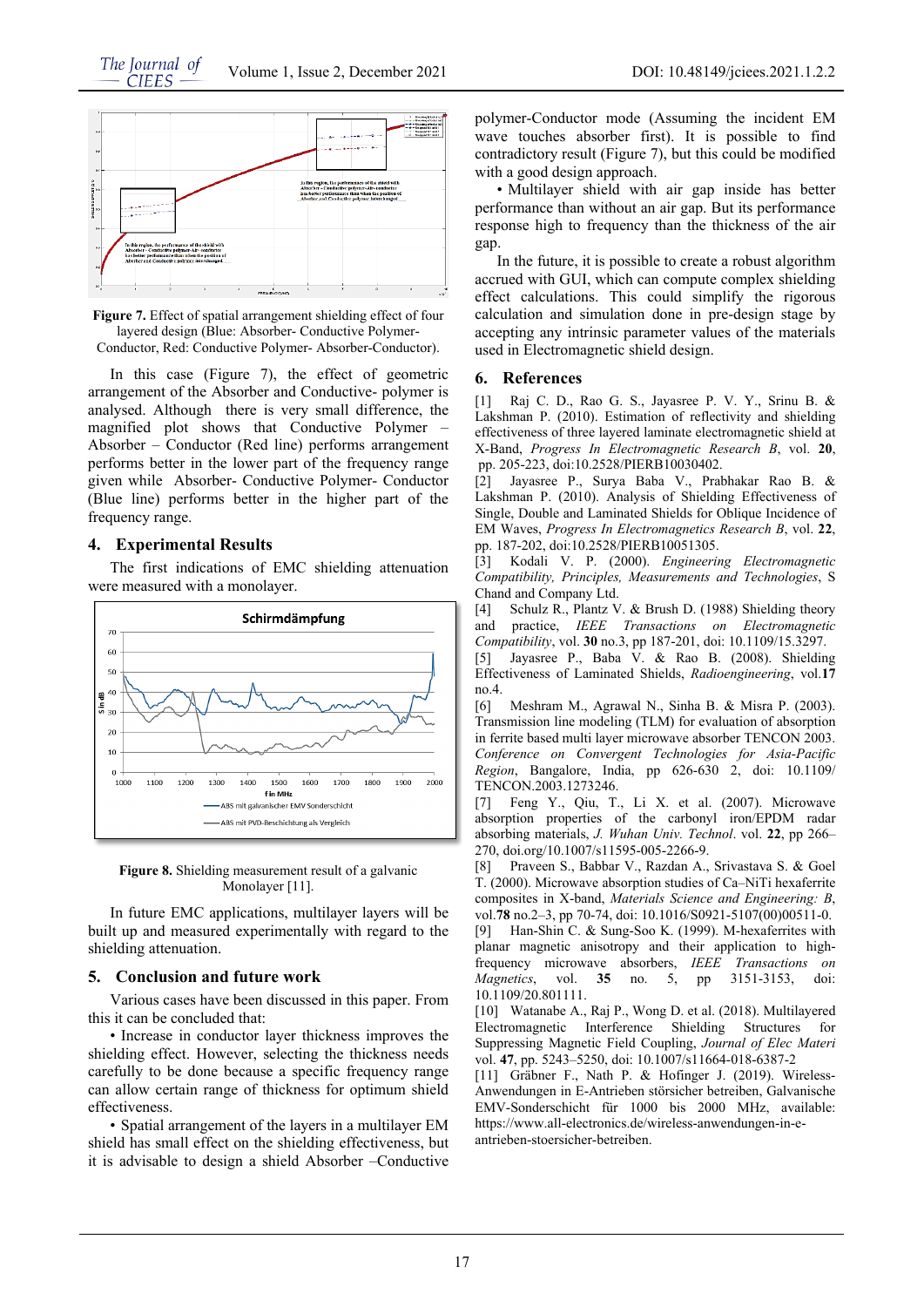Figure 7. Effect of spatial arrangement shielding effect of four layered design (Blue: Absorber- Conductive Polymer-Conductor, Red: Conductive Polymer- Absorber-Conductor).

In this case (Figure 7), the effect of geometric arrangement of the Absorber and Conductive- polymer is analysed. Although there is very small difference, the magnified plot shows that Conductive Polymer – Absorber – Conductor (Red line) performs arrangement performs better in the lower part of the frequency range given while Absorber- Conductive Polymer- Conductor (Blue line) performs better in the higher part of the frequency range.

## 4. Experimental Results

The first indications of EMC shielding attenuation were measured with a monolayer.

Schirmdämpfung

70
60
50
40
30
20
10
0

S in dB

1000 1100 1200 1300 1400 1500 1600 1700 1800 1900 2000

f in MHz

ABS mit galvanischer EMV Sonderschicht

ABS mit PVD-Beschichtung als Vergleich

Figure 8. Shielding measurement result of a galvanic Monolayer [11].

In future EMC applications, multilayer layers will be built up and measured experimentally with regard to the shielding attenuation.

## 5. Conclusion and future work

Various cases have been discussed in this paper. From this it can be concluded that:

- Increase in conductor layer thickness improves the shielding effect. However, selecting the thickness needs carefully to be done because a specific frequency range can allow certain range of thickness for optimum shield effectiveness.
- Spatial arrangement of the layers in a multilayer EM shield has small effect on the shielding effectiveness, but it is advisable to design a shield Absorber –Conductive polymer-Conductor mode (Assuming the incident EM wave touches absorber first). It is possible to find contradictory result (Figure 7), but this could be modified with a good design approach.
- Multilayer shield with air gap inside has better performance than without an air gap. But its performance response high to frequency than the thickness of the air gap.

In the future, it is possible to create a robust algorithm accrued with GUI, which can compute complex shielding effect calculations. This could simplify the rigorous calculation and simulation done in pre-design stage by accepting any intrinsic parameter values of the materials used in Electromagnetic shield design.

## 6. References

[1] Raj C. D., Rao G. S., Jayasree P. V. Y., Srinu B. & Lakshman P. (2010). Estimation of reflectivity and shielding effectiveness of three layered laminate electromagnetic shield at X-Band, *Progress In Electromagnetic Research B*, vol. **20**, pp. 205-223, doi:10.2528/PIERB10030402.

[2] Jayasree P., Surya Baba V., Prabhakar Rao B. & Lakshman P. (2010). Analysis of Shielding Effectiveness of Single, Double and Laminated Shields for Oblique Incidence of EM Waves, *Progress In Electromagnetics Research B*, vol. **22**, pp. 187-202, doi:10.2528/PIERB10051305.

[3] Kodali V. P. (2000). *Engineering Electromagnetic Compatibility, Principles, Measurements and Technologies*, S Chand and Company Ltd.

[4] Schulz R., Plantz V. & Brush D. (1988) Shielding theory and practice, *IEEE Transactions on Electromagnetic Compatibility*, vol. **30** no.3, pp 187-201, doi: 10.1109/15.3297.

[5] Jayasree P., Baba V. & Rao B. (2008). Shielding Effectiveness of Laminated Shields, *Radioengineering*, vol.**17** no.4.

[6] Meshram M., Agrawal N., Sinha B. & Misra P. (2003). Transmission line modeling (TLM) for evaluation of absorption in ferrite based multi layer microwave absorber TENCON 2003. *Conference on Convergent Technologies for Asia-Pacific Region*, Bangalore, India, pp 626-630 2, doi: 10.1109/ TENCON.2003.1273246.

[7] Feng Y., Qiu, T., Li X. et al. (2007). Microwave absorption properties of the carbonyl iron/EPDM radar absorbing materials, *J. Wuhan Univ. Technol*. vol. **22**, pp 266–270, doi.org/10.1007/s11595-005-2266-9.

[8] Praveen S., Babbar V., Razdan A., Srivastava S. & Goel T. (2000). Microwave absorption studies of Ca–NiTi hexaferrite composites in X-band, *Materials Science and Engineering: B*, vol.**78** no.2–3, pp 70-74, doi: 10.1016/S0921-5107(00)00511-0.

[9] Han-Shin C. & Sung-Soo K. (1999). M-hexaferrites with planar magnetic anisotropy and their application to high-frequency microwave absorbers, *IEEE Transactions on Magnetics*, vol. **35** no. 5, pp 3151-3153, doi: 10.1109/20.801111.

[10] Watanabe A., Raj P., Wong D. et al. (2018). Multilayered Electromagnetic Interference Shielding Structures for Suppressing Magnetic Field Coupling, *Journal of Elec Materi* vol. **47**, pp. 5243–5250, doi: 10.1007/s11664-018-6387-2

[11] Gräbner F., Nath P. & Hofinger J. (2019). Wireless-Anwendungen in E-Antrieben störsicher betreiben, Galvanische EMV-Sonderschicht für 1000 bis 2000 MHz, available: https://www.all-electronics.de/wireless-anwendungen-in-e-antrieben-stoersicher-betreiben.